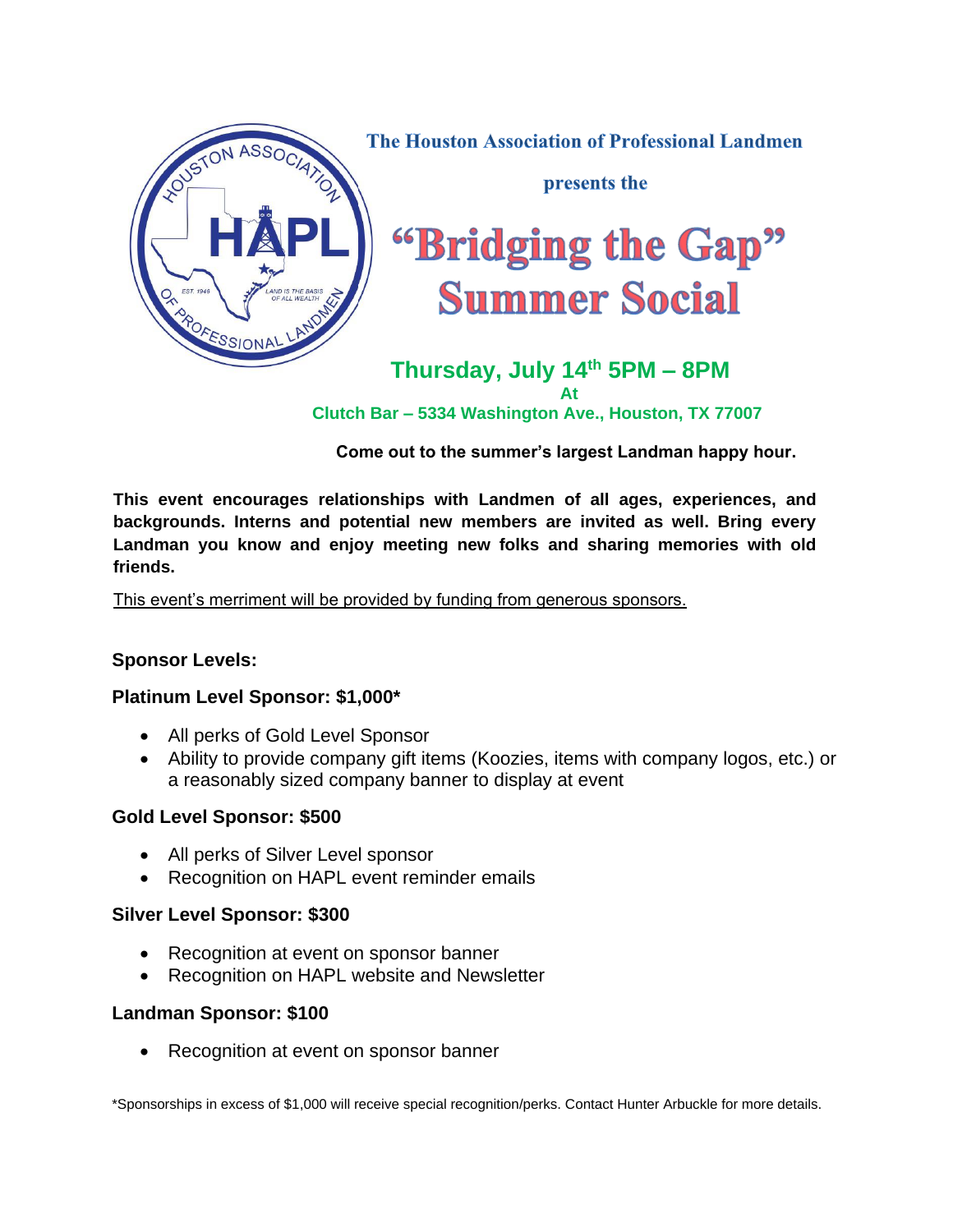The Houston Association of Professional Landmen

presents the

# "Bridging the Gap" Summer Social

**Thursday, July 14th 5PM – 8PM**

**At**

**Clutch Bar – 5334 Washington Ave., Houston, TX 77007**

**Come out to the summer's largest Landman happy hour.**

**This event encourages relationships with Landmen of all ages, experiences, and backgrounds. Interns and potential new members are invited as well. Bring every Landman you know and enjoy meeting new folks and sharing memories with old friends.**

This event's merriment will be provided by funding from generous sponsors.

**Sponsor Levels:**

**Platinum Level Sponsor: $1,000***

- All perks of Gold Level Sponsor
- Ability to provide company gift items (Koozies, items with company logos, etc.) or a reasonably sized company banner to display at event

**Gold Level Sponsor: $500**

- All perks of Silver Level sponsor
- Recognition on HAPL event reminder emails

**Silver Level Sponsor: $300**

- Recognition at event on sponsor banner
- Recognition on HAPL website and Newsletter

**Landman Sponsor: $100**

- Recognition at event on sponsor banner

*Sponsorships in excess of $1,000 will receive special recognition/perks. Contact Hunter Arbuckle for more details.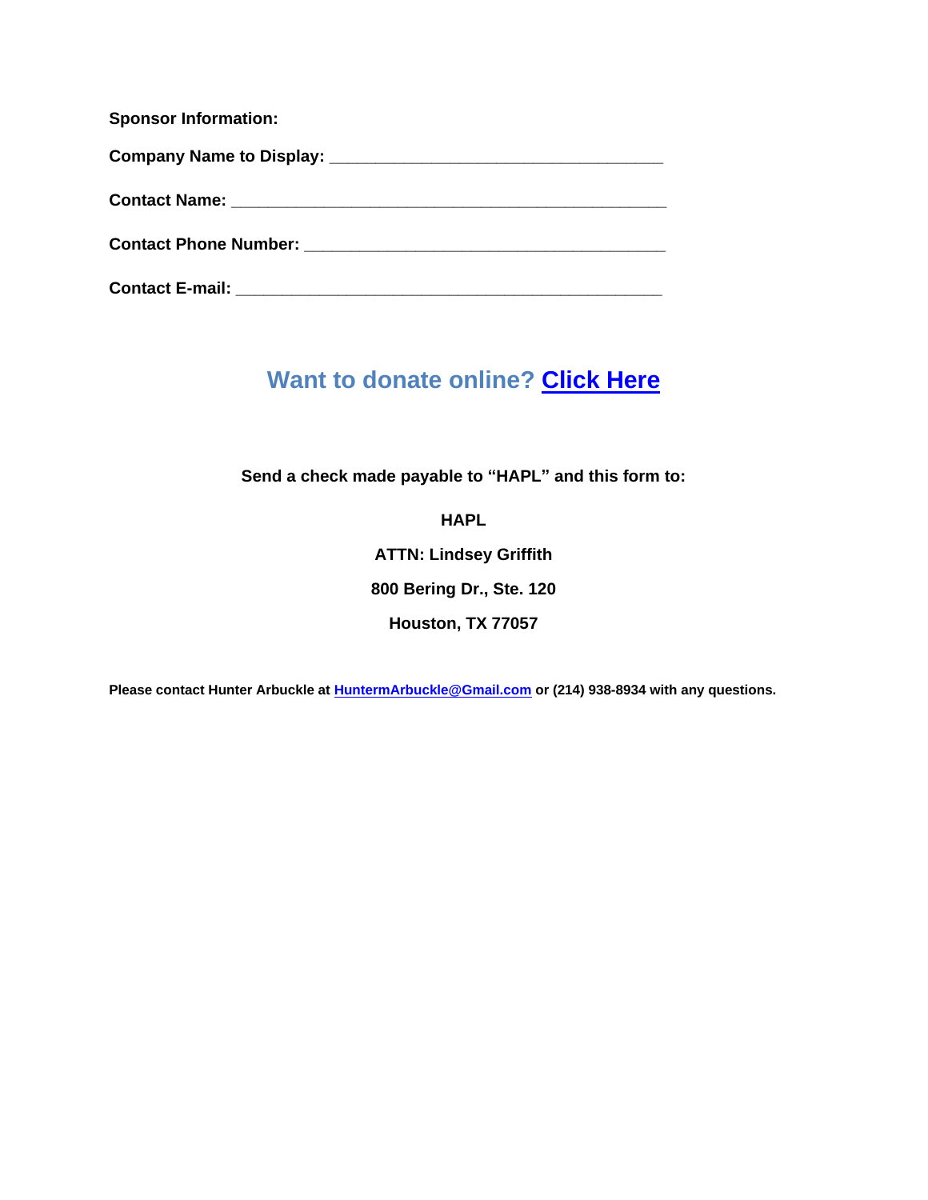**Sponsor Information:**

**Company Name to Display:** ___________________________________

**Contact Name:** ______________________________________________

**Contact Phone Number:** ______________________________________

**Contact E-mail:** _____________________________________________

## Want to donate online? Click Here

**Send a check made payable to “HAPL” and this form to:**

**HAPL**

**ATTN: Lindsey Griffith**

**800 Bering Dr., Ste. 120**

**Houston, TX 77057**

**Please contact Hunter Arbuckle at HuntermArbuckle@Gmail.com or (214) 938-8934 with any questions.**